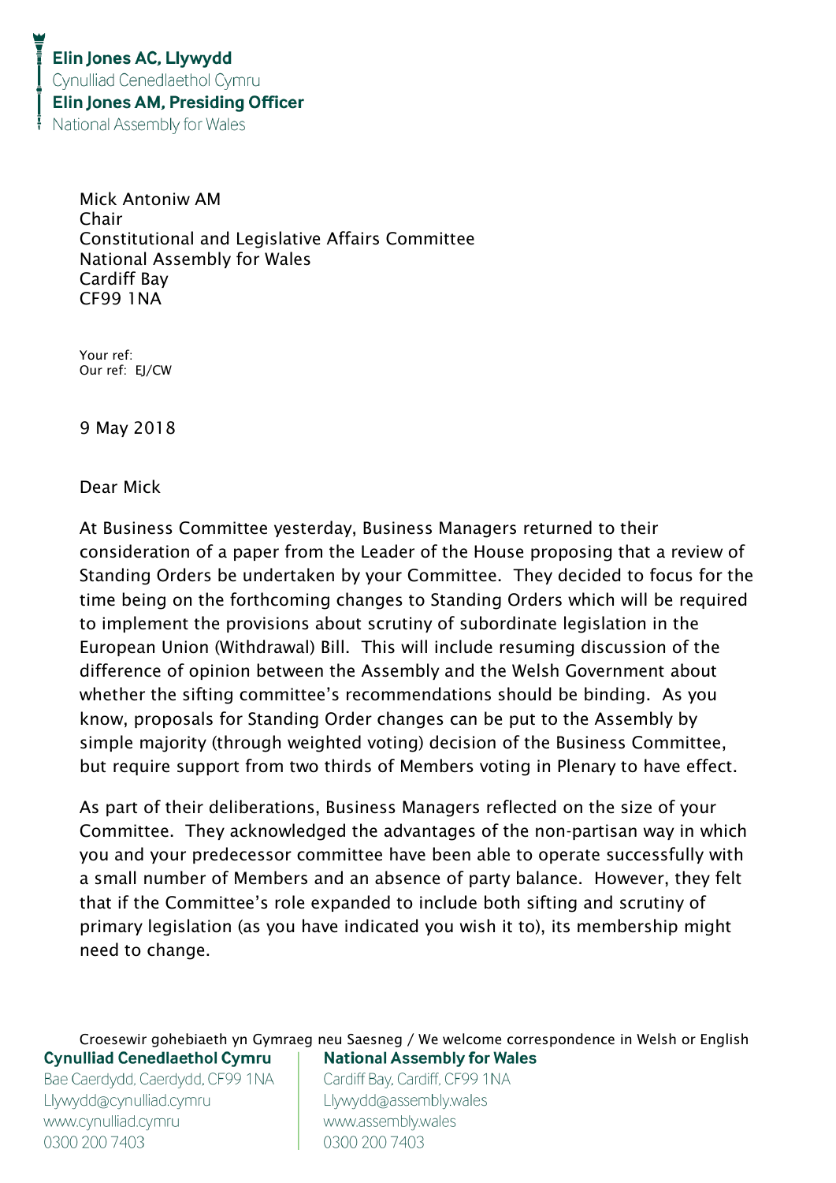**Elin Jones AC, Llywydd**
Cynulliad Cenedlaethol Cymru
**Elin Jones AM, Presiding Officer**
National Assembly for Wales

Mick Antoniw AM
Chair
Constitutional and Legislative Affairs Committee
National Assembly for Wales
Cardiff Bay
CF99 1NA

Your ref:
Our ref: EJ/CW

9 May 2018

Dear Mick

At Business Committee yesterday, Business Managers returned to their consideration of a paper from the Leader of the House proposing that a review of Standing Orders be undertaken by your Committee. They decided to focus for the time being on the forthcoming changes to Standing Orders which will be required to implement the provisions about scrutiny of subordinate legislation in the European Union (Withdrawal) Bill. This will include resuming discussion of the difference of opinion between the Assembly and the Welsh Government about whether the sifting committee's recommendations should be binding. As you know, proposals for Standing Order changes can be put to the Assembly by simple majority (through weighted voting) decision of the Business Committee, but require support from two thirds of Members voting in Plenary to have effect.

As part of their deliberations, Business Managers reflected on the size of your Committee. They acknowledged the advantages of the non-partisan way in which you and your predecessor committee have been able to operate successfully with a small number of Members and an absence of party balance. However, they felt that if the Committee's role expanded to include both sifting and scrutiny of primary legislation (as you have indicated you wish it to), its membership might need to change.

Croesewir gohebiaeth yn Gymraeg neu Saesneg / We welcome correspondence in Welsh or English

**Cynulliad Cenedlaethol Cymru**
Bae Caerdydd, Caerdydd, CF99 1NA
Llywydd@cynulliad.cymru
www.cynulliad.cymru
0300 200 7403

**National Assembly for Wales**
Cardiff Bay, Cardiff, CF99 1NA
Llywydd@assembly.wales
www.assembly.wales
0300 200 7403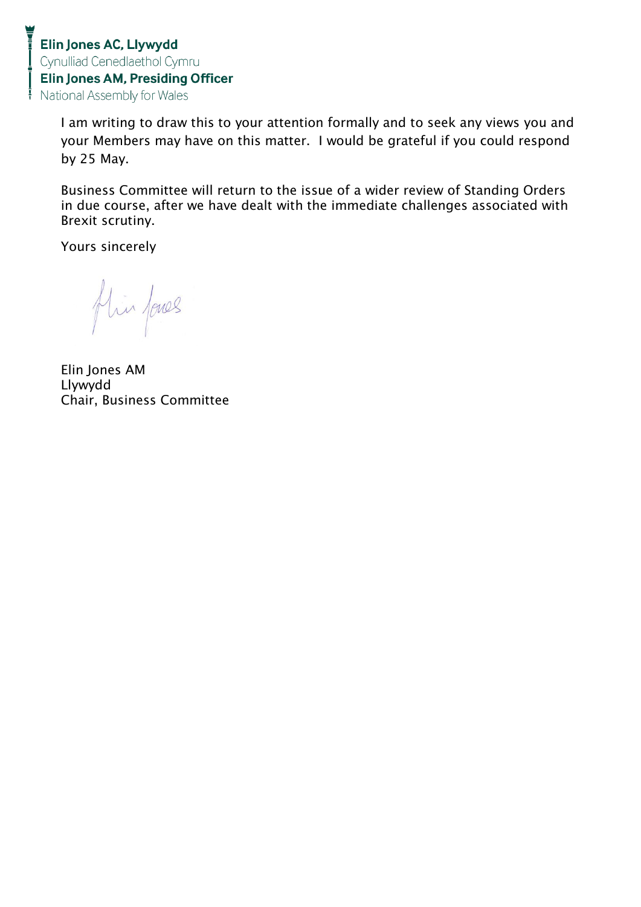**Elin Jones AC, Llywydd**
Cynulliad Cenedlaethol Cymru
**Elin Jones AM, Presiding Officer**
National Assembly for Wales

I am writing to draw this to your attention formally and to seek any views you and your Members may have on this matter. I would be grateful if you could respond by 25 May.

Business Committee will return to the issue of a wider review of Standing Orders in due course, after we have dealt with the immediate challenges associated with Brexit scrutiny.

Yours sincerely

Elin Jones AM
Llywydd
Chair, Business Committee